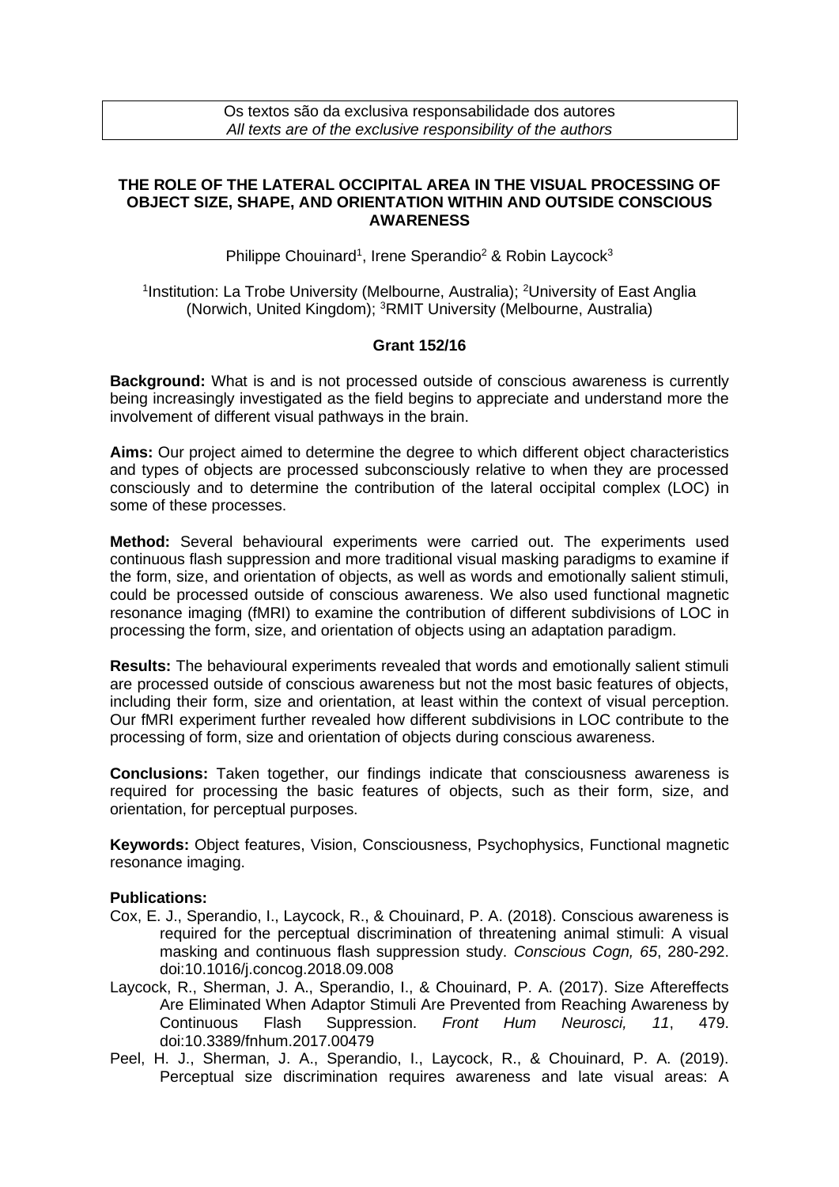Os textos são da exclusiva responsabilidade dos autores
*All texts are of the exclusive responsibility of the authors*

# THE ROLE OF THE LATERAL OCCIPITAL AREA IN THE VISUAL PROCESSING OF OBJECT SIZE, SHAPE, AND ORIENTATION WITHIN AND OUTSIDE CONSCIOUS AWARENESS

Philippe Chouinard[1], Irene Sperandio[2] & Robin Laycock[3]

[1]Institution: La Trobe University (Melbourne, Australia); [2]University of East Anglia (Norwich, United Kingdom); [3]RMIT University (Melbourne, Australia)

**Grant 152/16**

**Background:** What is and is not processed outside of conscious awareness is currently being increasingly investigated as the field begins to appreciate and understand more the involvement of different visual pathways in the brain.

**Aims:** Our project aimed to determine the degree to which different object characteristics and types of objects are processed subconsciously relative to when they are processed consciously and to determine the contribution of the lateral occipital complex (LOC) in some of these processes.

**Method:** Several behavioural experiments were carried out. The experiments used continuous flash suppression and more traditional visual masking paradigms to examine if the form, size, and orientation of objects, as well as words and emotionally salient stimuli, could be processed outside of conscious awareness. We also used functional magnetic resonance imaging (fMRI) to examine the contribution of different subdivisions of LOC in processing the form, size, and orientation of objects using an adaptation paradigm.

**Results:** The behavioural experiments revealed that words and emotionally salient stimuli are processed outside of conscious awareness but not the most basic features of objects, including their form, size and orientation, at least within the context of visual perception. Our fMRI experiment further revealed how different subdivisions in LOC contribute to the processing of form, size and orientation of objects during conscious awareness.

**Conclusions:** Taken together, our findings indicate that consciousness awareness is required for processing the basic features of objects, such as their form, size, and orientation, for perceptual purposes.

**Keywords:** Object features, Vision, Consciousness, Psychophysics, Functional magnetic resonance imaging.

**Publications:**

Cox, E. J., Sperandio, I., Laycock, R., & Chouinard, P. A. (2018). Conscious awareness is required for the perceptual discrimination of threatening animal stimuli: A visual masking and continuous flash suppression study. *Conscious Cogn, 65*, 280-292. doi:10.1016/j.concog.2018.09.008

Laycock, R., Sherman, J. A., Sperandio, I., & Chouinard, P. A. (2017). Size Aftereffects Are Eliminated When Adaptor Stimuli Are Prevented from Reaching Awareness by Continuous Flash Suppression. *Front Hum Neurosci, 11*, 479. doi:10.3389/fnhum.2017.00479

Peel, H. J., Sherman, J. A., Sperandio, I., Laycock, R., & Chouinard, P. A. (2019). Perceptual size discrimination requires awareness and late visual areas: A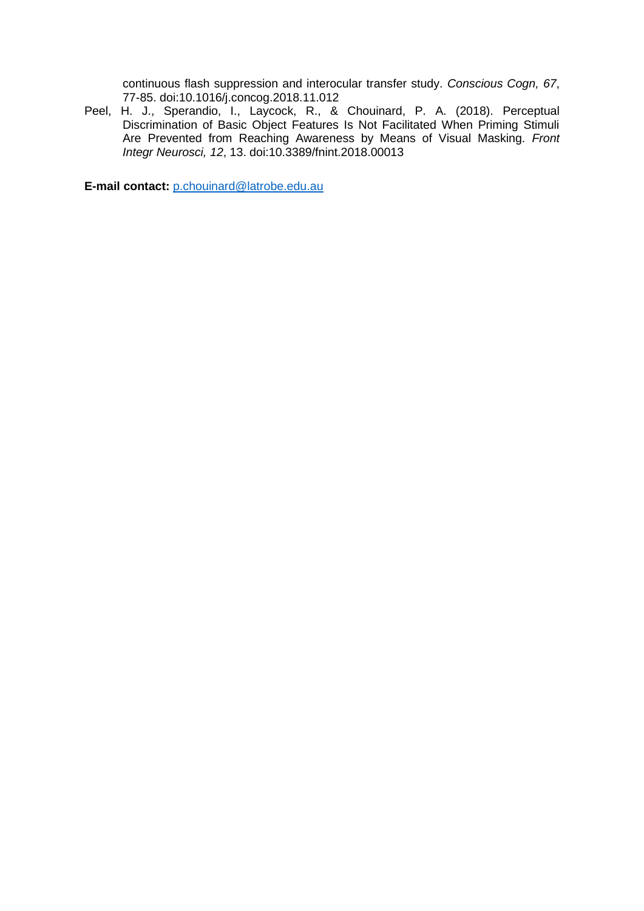continuous flash suppression and interocular transfer study. *Conscious Cogn, 67*, 77-85. doi:10.1016/j.concog.2018.11.012

Peel, H. J., Sperandio, I., Laycock, R., & Chouinard, P. A. (2018). Perceptual Discrimination of Basic Object Features Is Not Facilitated When Priming Stimuli Are Prevented from Reaching Awareness by Means of Visual Masking. *Front Integr Neurosci, 12*, 13. doi:10.3389/fnint.2018.00013

**E-mail contact:** p.chouinard@latrobe.edu.au